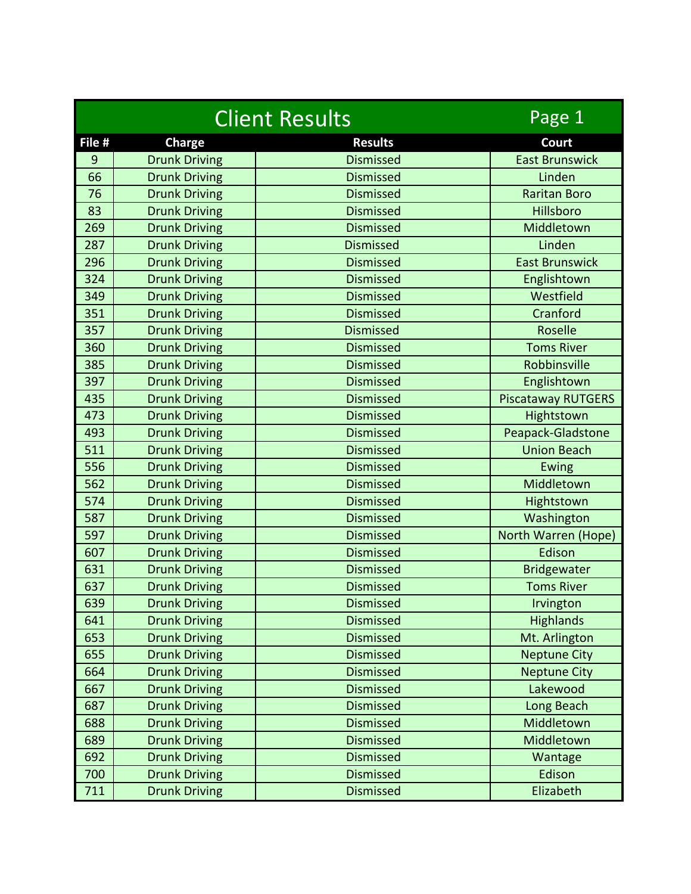# Client Results

| File # | Charge | Results | Court |
|---|---|---|---|
| 9 | Drunk Driving | Dismissed | East Brunswick |
| 66 | Drunk Driving | Dismissed | Linden |
| 76 | Drunk Driving | Dismissed | Raritan Boro |
| 83 | Drunk Driving | Dismissed | Hillsboro |
| 269 | Drunk Driving | Dismissed | Middletown |
| 287 | Drunk Driving | Dismissed | Linden |
| 296 | Drunk Driving | Dismissed | East Brunswick |
| 324 | Drunk Driving | Dismissed | Englishtown |
| 349 | Drunk Driving | Dismissed | Westfield |
| 351 | Drunk Driving | Dismissed | Cranford |
| 357 | Drunk Driving | Dismissed | Roselle |
| 360 | Drunk Driving | Dismissed | Toms River |
| 385 | Drunk Driving | Dismissed | Robbinsville |
| 397 | Drunk Driving | Dismissed | Englishtown |
| 435 | Drunk Driving | Dismissed | Piscataway RUTGERS |
| 473 | Drunk Driving | Dismissed | Hightstown |
| 493 | Drunk Driving | Dismissed | Peapack-Gladstone |
| 511 | Drunk Driving | Dismissed | Union Beach |
| 556 | Drunk Driving | Dismissed | Ewing |
| 562 | Drunk Driving | Dismissed | Middletown |
| 574 | Drunk Driving | Dismissed | Hightstown |
| 587 | Drunk Driving | Dismissed | Washington |
| 597 | Drunk Driving | Dismissed | North Warren (Hope) |
| 607 | Drunk Driving | Dismissed | Edison |
| 631 | Drunk Driving | Dismissed | Bridgewater |
| 637 | Drunk Driving | Dismissed | Toms River |
| 639 | Drunk Driving | Dismissed | Irvington |
| 641 | Drunk Driving | Dismissed | Highlands |
| 653 | Drunk Driving | Dismissed | Mt. Arlington |
| 655 | Drunk Driving | Dismissed | Neptune City |
| 664 | Drunk Driving | Dismissed | Neptune City |
| 667 | Drunk Driving | Dismissed | Lakewood |
| 687 | Drunk Driving | Dismissed | Long Beach |
| 688 | Drunk Driving | Dismissed | Middletown |
| 689 | Drunk Driving | Dismissed | Middletown |
| 692 | Drunk Driving | Dismissed | Wantage |
| 700 | Drunk Driving | Dismissed | Edison |
| 711 | Drunk Driving | Dismissed | Elizabeth |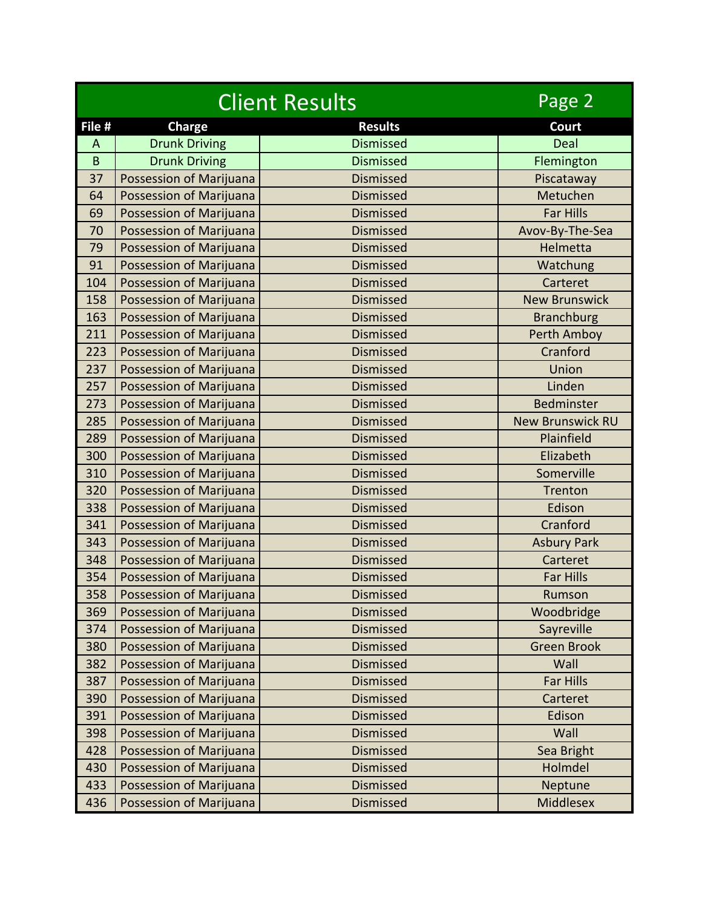# Client Results

Page 2

| File # | Charge | Results | Court |
|---|---|---|---|
| A | Drunk Driving | Dismissed | Deal |
| B | Drunk Driving | Dismissed | Flemington |
| 37 | Possession of Marijuana | Dismissed | Piscataway |
| 64 | Possession of Marijuana | Dismissed | Metuchen |
| 69 | Possession of Marijuana | Dismissed | Far Hills |
| 70 | Possession of Marijuana | Dismissed | Avov-By-The-Sea |
| 79 | Possession of Marijuana | Dismissed | Helmetta |
| 91 | Possession of Marijuana | Dismissed | Watchung |
| 104 | Possession of Marijuana | Dismissed | Carteret |
| 158 | Possession of Marijuana | Dismissed | New Brunswick |
| 163 | Possession of Marijuana | Dismissed | Branchburg |
| 211 | Possession of Marijuana | Dismissed | Perth Amboy |
| 223 | Possession of Marijuana | Dismissed | Cranford |
| 237 | Possession of Marijuana | Dismissed | Union |
| 257 | Possession of Marijuana | Dismissed | Linden |
| 273 | Possession of Marijuana | Dismissed | Bedminster |
| 285 | Possession of Marijuana | Dismissed | New Brunswick RU |
| 289 | Possession of Marijuana | Dismissed | Plainfield |
| 300 | Possession of Marijuana | Dismissed | Elizabeth |
| 310 | Possession of Marijuana | Dismissed | Somerville |
| 320 | Possession of Marijuana | Dismissed | Trenton |
| 338 | Possession of Marijuana | Dismissed | Edison |
| 341 | Possession of Marijuana | Dismissed | Cranford |
| 343 | Possession of Marijuana | Dismissed | Asbury Park |
| 348 | Possession of Marijuana | Dismissed | Carteret |
| 354 | Possession of Marijuana | Dismissed | Far Hills |
| 358 | Possession of Marijuana | Dismissed | Rumson |
| 369 | Possession of Marijuana | Dismissed | Woodbridge |
| 374 | Possession of Marijuana | Dismissed | Sayreville |
| 380 | Possession of Marijuana | Dismissed | Green Brook |
| 382 | Possession of Marijuana | Dismissed | Wall |
| 387 | Possession of Marijuana | Dismissed | Far Hills |
| 390 | Possession of Marijuana | Dismissed | Carteret |
| 391 | Possession of Marijuana | Dismissed | Edison |
| 398 | Possession of Marijuana | Dismissed | Wall |
| 428 | Possession of Marijuana | Dismissed | Sea Bright |
| 430 | Possession of Marijuana | Dismissed | Holmdel |
| 433 | Possession of Marijuana | Dismissed | Neptune |
| 436 | Possession of Marijuana | Dismissed | Middlesex |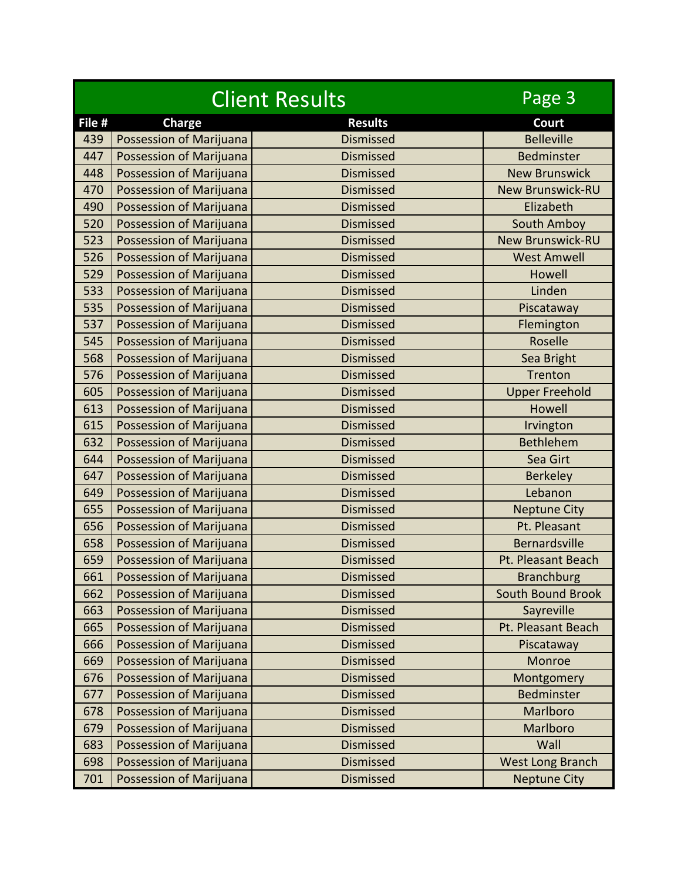## Client Results

| File # | Charge | Results | Court |
|---|---|---|---|
| 439 | Possession of Marijuana | Dismissed | Belleville |
| 447 | Possession of Marijuana | Dismissed | Bedminster |
| 448 | Possession of Marijuana | Dismissed | New Brunswick |
| 470 | Possession of Marijuana | Dismissed | New Brunswick-RU |
| 490 | Possession of Marijuana | Dismissed | Elizabeth |
| 520 | Possession of Marijuana | Dismissed | South Amboy |
| 523 | Possession of Marijuana | Dismissed | New Brunswick-RU |
| 526 | Possession of Marijuana | Dismissed | West Amwell |
| 529 | Possession of Marijuana | Dismissed | Howell |
| 533 | Possession of Marijuana | Dismissed | Linden |
| 535 | Possession of Marijuana | Dismissed | Piscataway |
| 537 | Possession of Marijuana | Dismissed | Flemington |
| 545 | Possession of Marijuana | Dismissed | Roselle |
| 568 | Possession of Marijuana | Dismissed | Sea Bright |
| 576 | Possession of Marijuana | Dismissed | Trenton |
| 605 | Possession of Marijuana | Dismissed | Upper Freehold |
| 613 | Possession of Marijuana | Dismissed | Howell |
| 615 | Possession of Marijuana | Dismissed | Irvington |
| 632 | Possession of Marijuana | Dismissed | Bethlehem |
| 644 | Possession of Marijuana | Dismissed | Sea Girt |
| 647 | Possession of Marijuana | Dismissed | Berkeley |
| 649 | Possession of Marijuana | Dismissed | Lebanon |
| 655 | Possession of Marijuana | Dismissed | Neptune City |
| 656 | Possession of Marijuana | Dismissed | Pt. Pleasant |
| 658 | Possession of Marijuana | Dismissed | Bernardsville |
| 659 | Possession of Marijuana | Dismissed | Pt. Pleasant Beach |
| 661 | Possession of Marijuana | Dismissed | Branchburg |
| 662 | Possession of Marijuana | Dismissed | South Bound Brook |
| 663 | Possession of Marijuana | Dismissed | Sayreville |
| 665 | Possession of Marijuana | Dismissed | Pt. Pleasant Beach |
| 666 | Possession of Marijuana | Dismissed | Piscataway |
| 669 | Possession of Marijuana | Dismissed | Monroe |
| 676 | Possession of Marijuana | Dismissed | Montgomery |
| 677 | Possession of Marijuana | Dismissed | Bedminster |
| 678 | Possession of Marijuana | Dismissed | Marlboro |
| 679 | Possession of Marijuana | Dismissed | Marlboro |
| 683 | Possession of Marijuana | Dismissed | Wall |
| 698 | Possession of Marijuana | Dismissed | West Long Branch |
| 701 | Possession of Marijuana | Dismissed | Neptune City |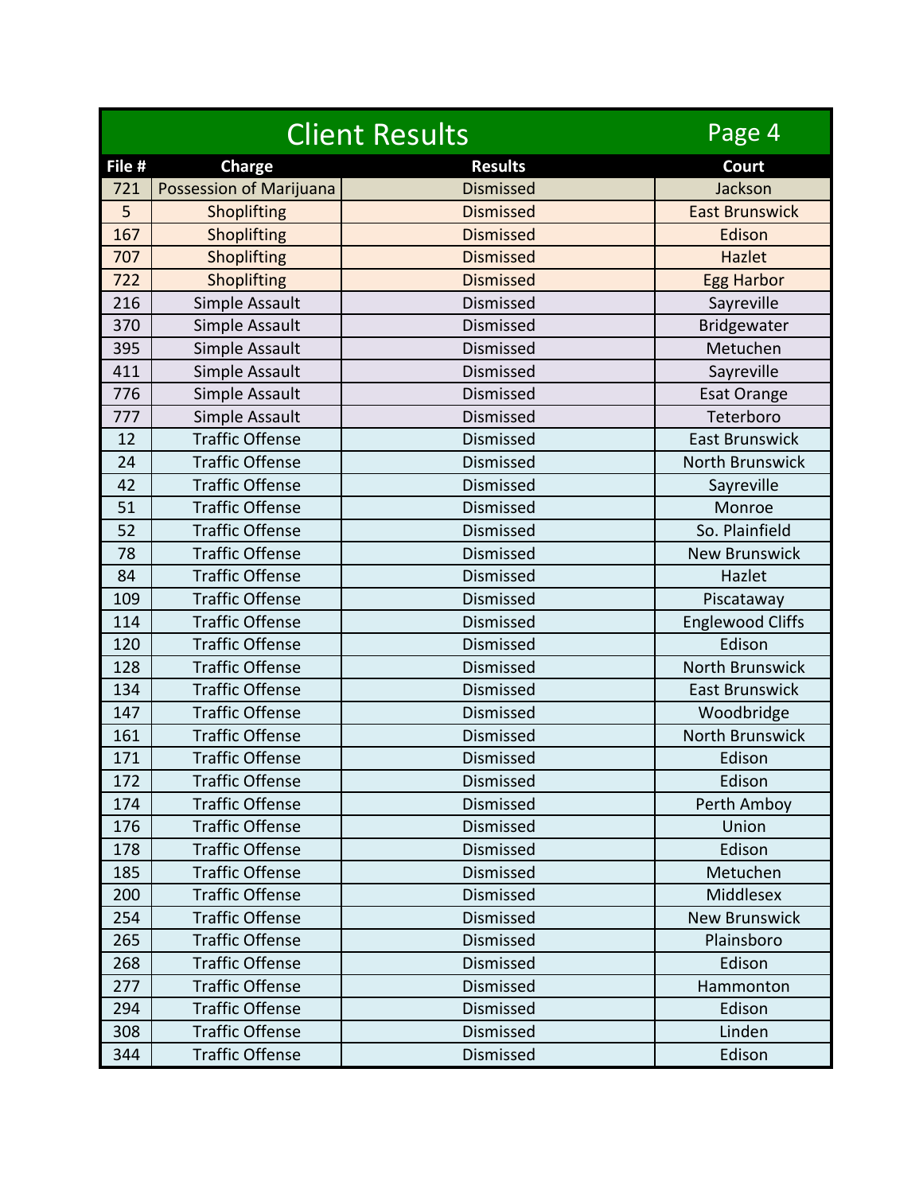# Client Results

Page 4

| File # | Charge | Results | Court |
|---|---|---|---|
| 721 | Possession of Marijuana | Dismissed | Jackson |
| 5 | Shoplifting | Dismissed | East Brunswick |
| 167 | Shoplifting | Dismissed | Edison |
| 707 | Shoplifting | Dismissed | Hazlet |
| 722 | Shoplifting | Dismissed | Egg Harbor |
| 216 | Simple Assault | Dismissed | Sayreville |
| 370 | Simple Assault | Dismissed | Bridgewater |
| 395 | Simple Assault | Dismissed | Metuchen |
| 411 | Simple Assault | Dismissed | Sayreville |
| 776 | Simple Assault | Dismissed | Esat Orange |
| 777 | Simple Assault | Dismissed | Teterboro |
| 12 | Traffic Offense | Dismissed | East Brunswick |
| 24 | Traffic Offense | Dismissed | North Brunswick |
| 42 | Traffic Offense | Dismissed | Sayreville |
| 51 | Traffic Offense | Dismissed | Monroe |
| 52 | Traffic Offense | Dismissed | So. Plainfield |
| 78 | Traffic Offense | Dismissed | New Brunswick |
| 84 | Traffic Offense | Dismissed | Hazlet |
| 109 | Traffic Offense | Dismissed | Piscataway |
| 114 | Traffic Offense | Dismissed | Englewood Cliffs |
| 120 | Traffic Offense | Dismissed | Edison |
| 128 | Traffic Offense | Dismissed | North Brunswick |
| 134 | Traffic Offense | Dismissed | East Brunswick |
| 147 | Traffic Offense | Dismissed | Woodbridge |
| 161 | Traffic Offense | Dismissed | North Brunswick |
| 171 | Traffic Offense | Dismissed | Edison |
| 172 | Traffic Offense | Dismissed | Edison |
| 174 | Traffic Offense | Dismissed | Perth Amboy |
| 176 | Traffic Offense | Dismissed | Union |
| 178 | Traffic Offense | Dismissed | Edison |
| 185 | Traffic Offense | Dismissed | Metuchen |
| 200 | Traffic Offense | Dismissed | Middlesex |
| 254 | Traffic Offense | Dismissed | New Brunswick |
| 265 | Traffic Offense | Dismissed | Plainsboro |
| 268 | Traffic Offense | Dismissed | Edison |
| 277 | Traffic Offense | Dismissed | Hammonton |
| 294 | Traffic Offense | Dismissed | Edison |
| 308 | Traffic Offense | Dismissed | Linden |
| 344 | Traffic Offense | Dismissed | Edison |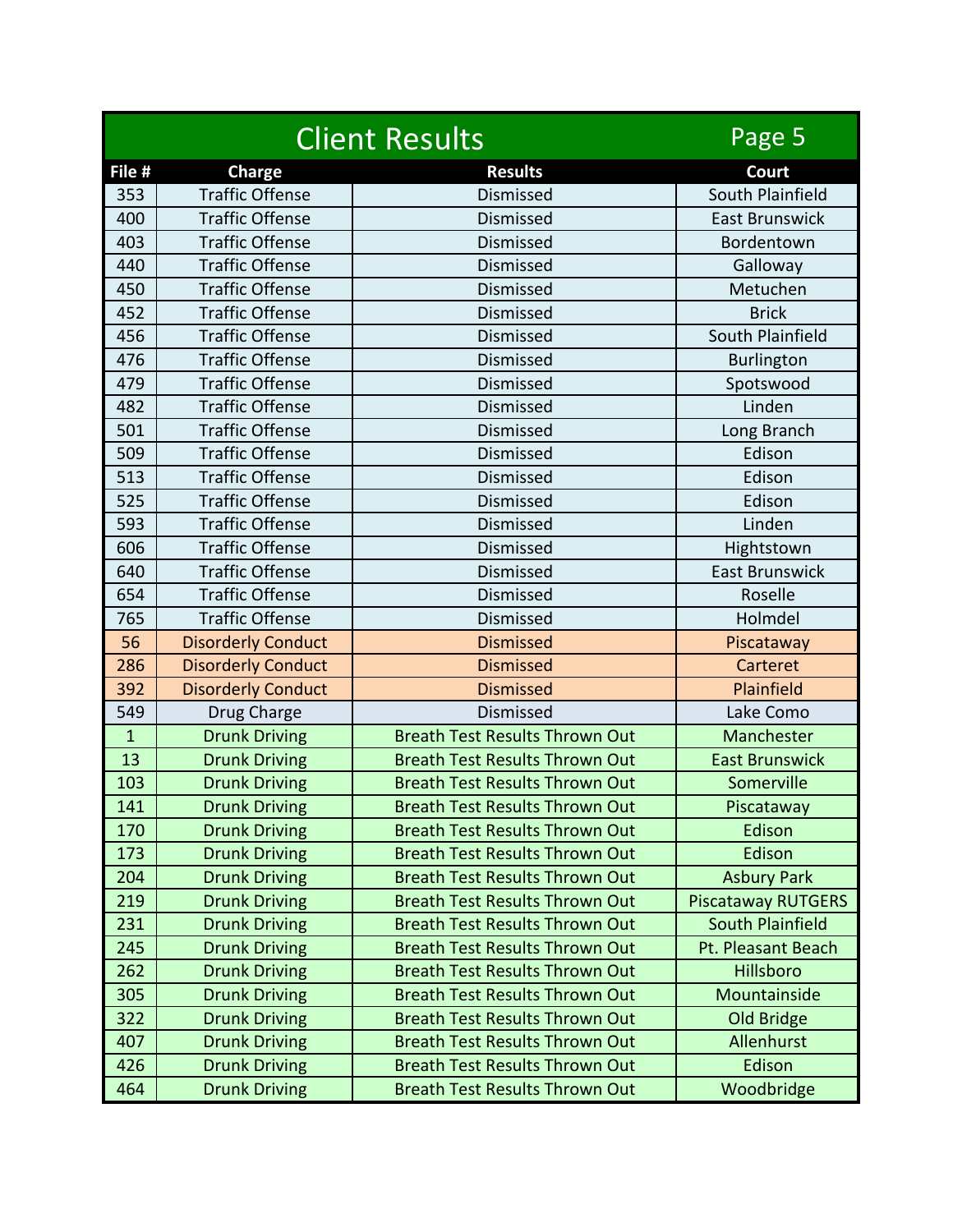# Client Results

| File # | Charge | Results | Court |
|---|---|---|---|
| 353 | Traffic Offense | Dismissed | South Plainfield |
| 400 | Traffic Offense | Dismissed | East Brunswick |
| 403 | Traffic Offense | Dismissed | Bordentown |
| 440 | Traffic Offense | Dismissed | Galloway |
| 450 | Traffic Offense | Dismissed | Metuchen |
| 452 | Traffic Offense | Dismissed | Brick |
| 456 | Traffic Offense | Dismissed | South Plainfield |
| 476 | Traffic Offense | Dismissed | Burlington |
| 479 | Traffic Offense | Dismissed | Spotswood |
| 482 | Traffic Offense | Dismissed | Linden |
| 501 | Traffic Offense | Dismissed | Long Branch |
| 509 | Traffic Offense | Dismissed | Edison |
| 513 | Traffic Offense | Dismissed | Edison |
| 525 | Traffic Offense | Dismissed | Edison |
| 593 | Traffic Offense | Dismissed | Linden |
| 606 | Traffic Offense | Dismissed | Hightstown |
| 640 | Traffic Offense | Dismissed | East Brunswick |
| 654 | Traffic Offense | Dismissed | Roselle |
| 765 | Traffic Offense | Dismissed | Holmdel |
| 56 | Disorderly Conduct | Dismissed | Piscataway |
| 286 | Disorderly Conduct | Dismissed | Carteret |
| 392 | Disorderly Conduct | Dismissed | Plainfield |
| 549 | Drug Charge | Dismissed | Lake Como |
| 1 | Drunk Driving | Breath Test Results Thrown Out | Manchester |
| 13 | Drunk Driving | Breath Test Results Thrown Out | East Brunswick |
| 103 | Drunk Driving | Breath Test Results Thrown Out | Somerville |
| 141 | Drunk Driving | Breath Test Results Thrown Out | Piscataway |
| 170 | Drunk Driving | Breath Test Results Thrown Out | Edison |
| 173 | Drunk Driving | Breath Test Results Thrown Out | Edison |
| 204 | Drunk Driving | Breath Test Results Thrown Out | Asbury Park |
| 219 | Drunk Driving | Breath Test Results Thrown Out | Piscataway RUTGERS |
| 231 | Drunk Driving | Breath Test Results Thrown Out | South Plainfield |
| 245 | Drunk Driving | Breath Test Results Thrown Out | Pt. Pleasant Beach |
| 262 | Drunk Driving | Breath Test Results Thrown Out | Hillsboro |
| 305 | Drunk Driving | Breath Test Results Thrown Out | Mountainside |
| 322 | Drunk Driving | Breath Test Results Thrown Out | Old Bridge |
| 407 | Drunk Driving | Breath Test Results Thrown Out | Allenhurst |
| 426 | Drunk Driving | Breath Test Results Thrown Out | Edison |
| 464 | Drunk Driving | Breath Test Results Thrown Out | Woodbridge |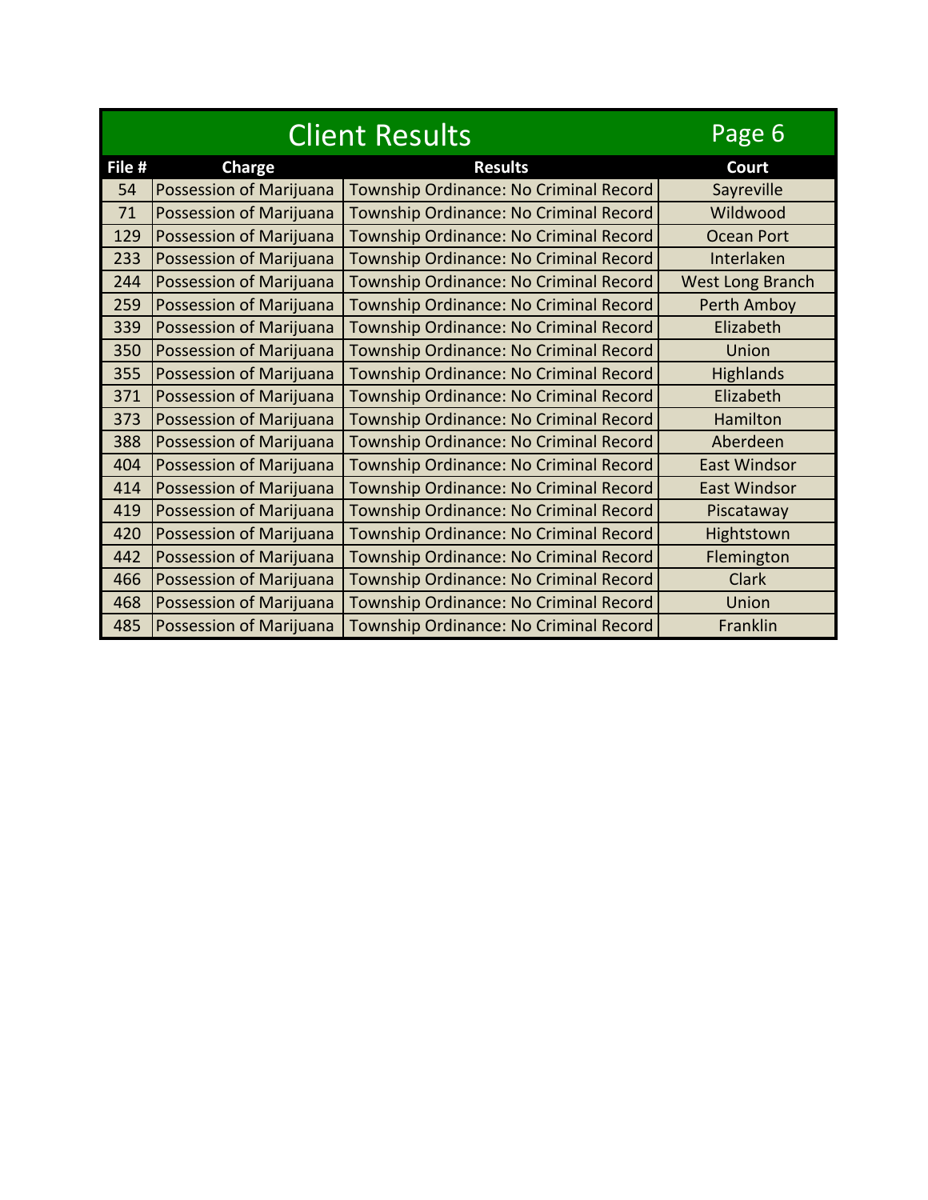# Client Results

| File # | Charge | Results | Court |
|---|---|---|---|
| 54 | Possession of Marijuana | Township Ordinance: No Criminal Record | Sayreville |
| 71 | Possession of Marijuana | Township Ordinance: No Criminal Record | Wildwood |
| 129 | Possession of Marijuana | Township Ordinance: No Criminal Record | Ocean Port |
| 233 | Possession of Marijuana | Township Ordinance: No Criminal Record | Interlaken |
| 244 | Possession of Marijuana | Township Ordinance: No Criminal Record | West Long Branch |
| 259 | Possession of Marijuana | Township Ordinance: No Criminal Record | Perth Amboy |
| 339 | Possession of Marijuana | Township Ordinance: No Criminal Record | Elizabeth |
| 350 | Possession of Marijuana | Township Ordinance: No Criminal Record | Union |
| 355 | Possession of Marijuana | Township Ordinance: No Criminal Record | Highlands |
| 371 | Possession of Marijuana | Township Ordinance: No Criminal Record | Elizabeth |
| 373 | Possession of Marijuana | Township Ordinance: No Criminal Record | Hamilton |
| 388 | Possession of Marijuana | Township Ordinance: No Criminal Record | Aberdeen |
| 404 | Possession of Marijuana | Township Ordinance: No Criminal Record | East Windsor |
| 414 | Possession of Marijuana | Township Ordinance: No Criminal Record | East Windsor |
| 419 | Possession of Marijuana | Township Ordinance: No Criminal Record | Piscataway |
| 420 | Possession of Marijuana | Township Ordinance: No Criminal Record | Hightstown |
| 442 | Possession of Marijuana | Township Ordinance: No Criminal Record | Flemington |
| 466 | Possession of Marijuana | Township Ordinance: No Criminal Record | Clark |
| 468 | Possession of Marijuana | Township Ordinance: No Criminal Record | Union |
| 485 | Possession of Marijuana | Township Ordinance: No Criminal Record | Franklin |